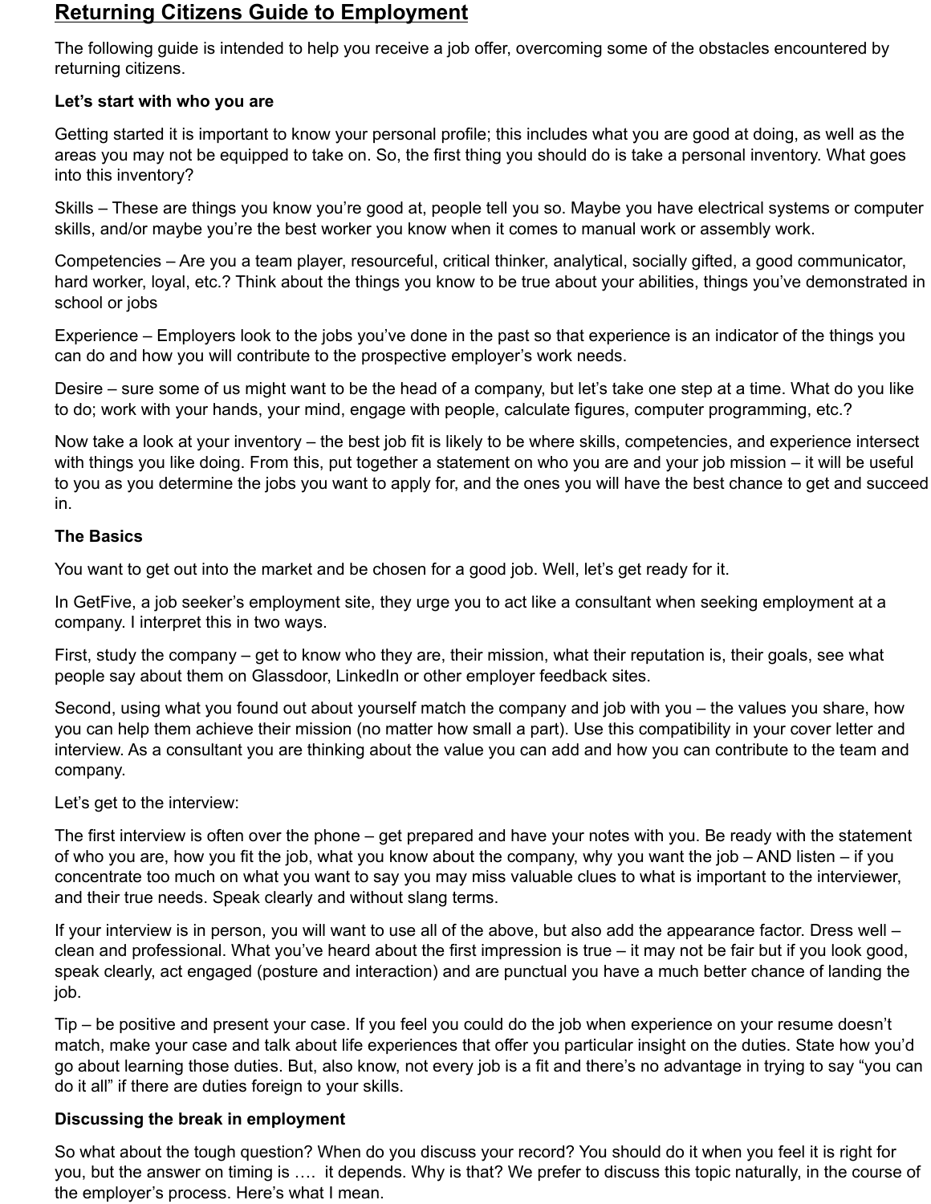# Returning Citizens Guide to Employment

The following guide is intended to help you receive a job offer, overcoming some of the obstacles encountered by returning citizens.

**Let's start with who you are**

Getting started it is important to know your personal profile; this includes what you are good at doing, as well as the areas you may not be equipped to take on. So, the first thing you should do is take a personal inventory. What goes into this inventory?

Skills – These are things you know you're good at, people tell you so. Maybe you have electrical systems or computer skills, and/or maybe you're the best worker you know when it comes to manual work or assembly work.

Competencies – Are you a team player, resourceful, critical thinker, analytical, socially gifted, a good communicator, hard worker, loyal, etc.? Think about the things you know to be true about your abilities, things you've demonstrated in school or jobs

Experience – Employers look to the jobs you've done in the past so that experience is an indicator of the things you can do and how you will contribute to the prospective employer's work needs.

Desire – sure some of us might want to be the head of a company, but let's take one step at a time. What do you like to do; work with your hands, your mind, engage with people, calculate figures, computer programming, etc.?

Now take a look at your inventory – the best job fit is likely to be where skills, competencies, and experience intersect with things you like doing. From this, put together a statement on who you are and your job mission – it will be useful to you as you determine the jobs you want to apply for, and the ones you will have the best chance to get and succeed in.

**The Basics**

You want to get out into the market and be chosen for a good job. Well, let's get ready for it.

In GetFive, a job seeker's employment site, they urge you to act like a consultant when seeking employment at a company. I interpret this in two ways.

First, study the company – get to know who they are, their mission, what their reputation is, their goals, see what people say about them on Glassdoor, LinkedIn or other employer feedback sites.

Second, using what you found out about yourself match the company and job with you – the values you share, how you can help them achieve their mission (no matter how small a part). Use this compatibility in your cover letter and interview. As a consultant you are thinking about the value you can add and how you can contribute to the team and company.

Let's get to the interview:

The first interview is often over the phone – get prepared and have your notes with you. Be ready with the statement of who you are, how you fit the job, what you know about the company, why you want the job – AND listen – if you concentrate too much on what you want to say you may miss valuable clues to what is important to the interviewer, and their true needs. Speak clearly and without slang terms.

If your interview is in person, you will want to use all of the above, but also add the appearance factor. Dress well – clean and professional. What you've heard about the first impression is true – it may not be fair but if you look good, speak clearly, act engaged (posture and interaction) and are punctual you have a much better chance of landing the job.

Tip – be positive and present your case. If you feel you could do the job when experience on your resume doesn't match, make your case and talk about life experiences that offer you particular insight on the duties. State how you'd go about learning those duties. But, also know, not every job is a fit and there's no advantage in trying to say "you can do it all" if there are duties foreign to your skills.

**Discussing the break in employment**

So what about the tough question? When do you discuss your record? You should do it when you feel it is right for you, but the answer on timing is …. it depends. Why is that? We prefer to discuss this topic naturally, in the course of the employer's process. Here's what I mean.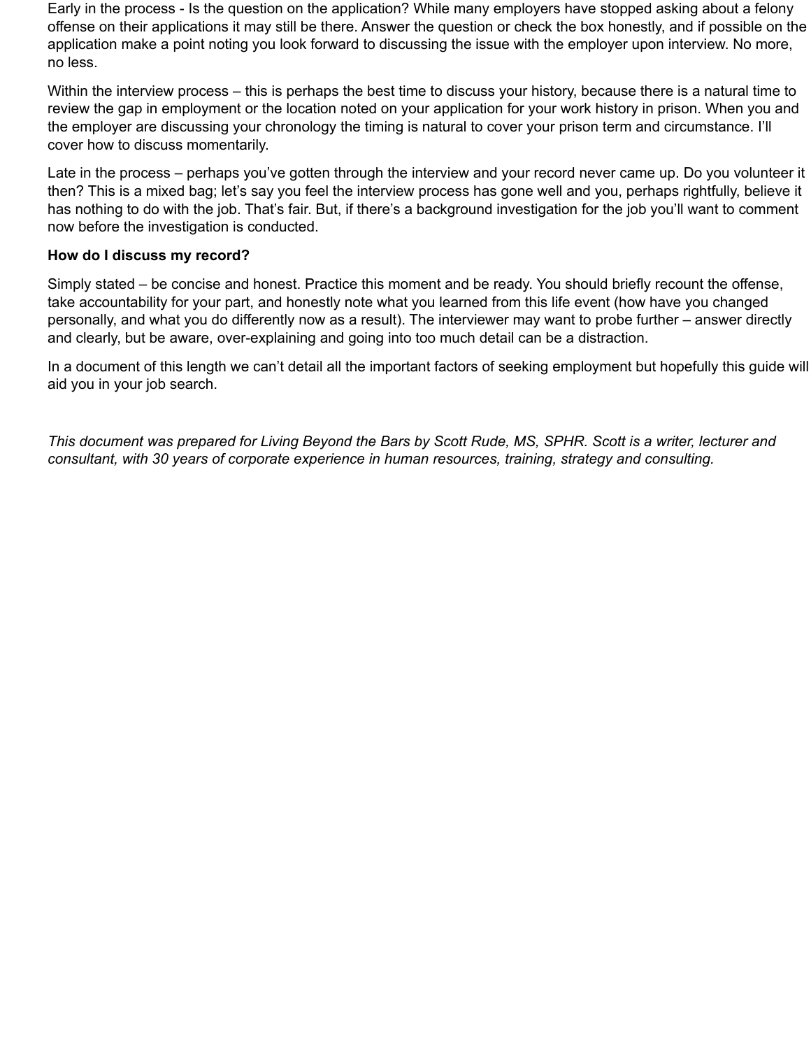Early in the process - Is the question on the application? While many employers have stopped asking about a felony offense on their applications it may still be there. Answer the question or check the box honestly, and if possible on the application make a point noting you look forward to discussing the issue with the employer upon interview. No more, no less.

Within the interview process – this is perhaps the best time to discuss your history, because there is a natural time to review the gap in employment or the location noted on your application for your work history in prison. When you and the employer are discussing your chronology the timing is natural to cover your prison term and circumstance. I'll cover how to discuss momentarily.

Late in the process – perhaps you've gotten through the interview and your record never came up. Do you volunteer it then? This is a mixed bag; let's say you feel the interview process has gone well and you, perhaps rightfully, believe it has nothing to do with the job. That's fair. But, if there's a background investigation for the job you'll want to comment now before the investigation is conducted.

**How do I discuss my record?**

Simply stated – be concise and honest. Practice this moment and be ready. You should briefly recount the offense, take accountability for your part, and honestly note what you learned from this life event (how have you changed personally, and what you do differently now as a result). The interviewer may want to probe further – answer directly and clearly, but be aware, over-explaining and going into too much detail can be a distraction.

In a document of this length we can't detail all the important factors of seeking employment but hopefully this guide will aid you in your job search.

*This document was prepared for Living Beyond the Bars by Scott Rude, MS, SPHR. Scott is a writer, lecturer and consultant, with 30 years of corporate experience in human resources, training, strategy and consulting.*